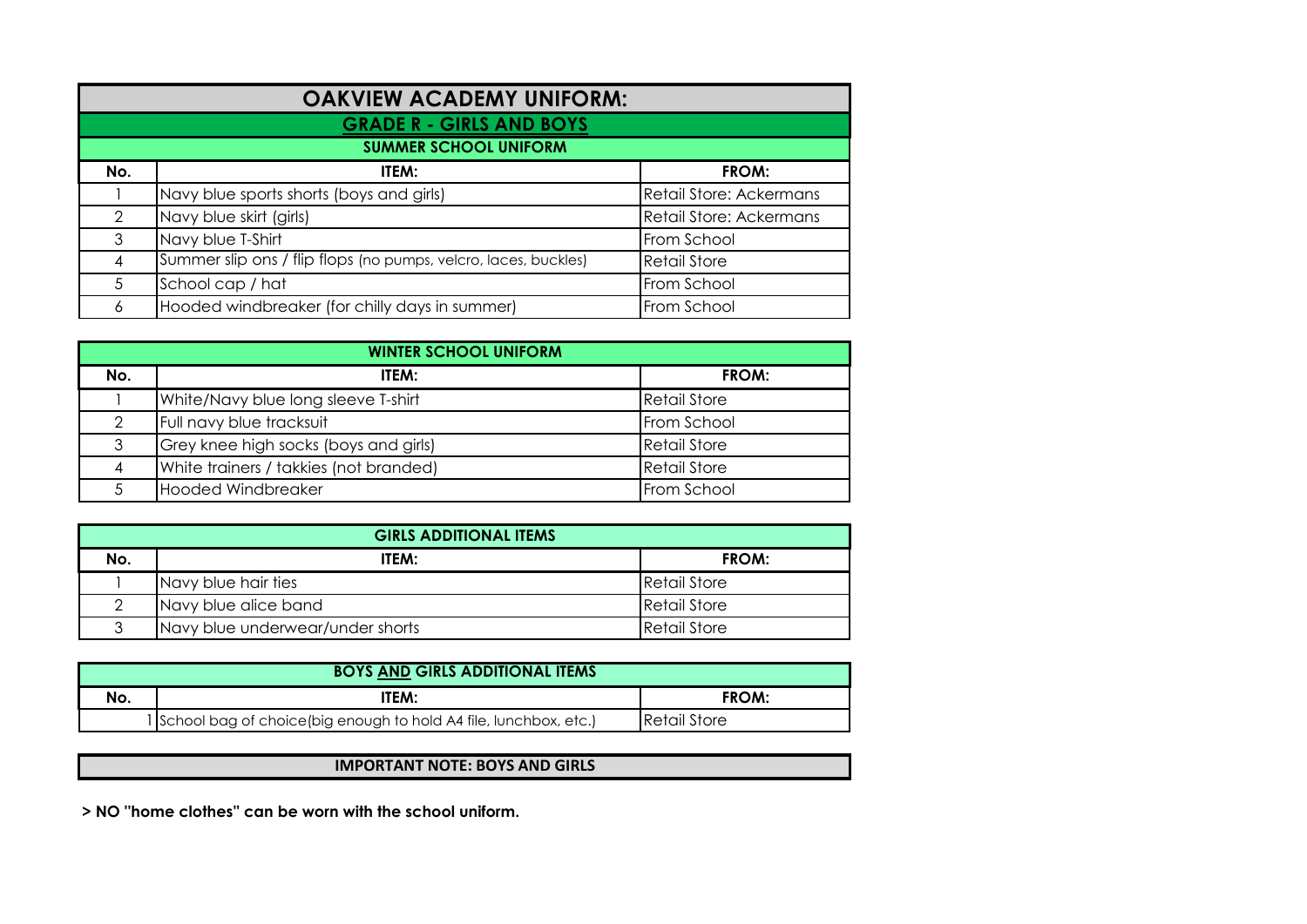# OAKVIEW ACADEMY UNIFORM:

## GRADE R - GIRLS AND BOYS

### SUMMER SCHOOL UNIFORM

| No. | ITEM: | FROM: |
|---|---|---|
| 1 | Navy blue sports shorts (boys and girls) | Retail Store: Ackermans |
| 2 | Navy blue skirt (girls) | Retail Store: Ackermans |
| 3 | Navy blue T-Shirt | From School |
| 4 | Summer slip ons / flip flops (no pumps, velcro, laces, buckles) | Retail Store |
| 5 | School cap / hat | From School |
| 6 | Hooded windbreaker (for chilly days in summer) | From School |

### WINTER SCHOOL UNIFORM

| No. | ITEM: | FROM: |
|---|---|---|
| 1 | White/Navy blue long sleeve T-shirt | Retail Store |
| 2 | Full navy blue tracksuit | From School |
| 3 | Grey knee high socks (boys and girls) | Retail Store |
| 4 | White trainers / takkies (not branded) | Retail Store |
| 5 | Hooded Windbreaker | From School |

### GIRLS ADDITIONAL ITEMS

| No. | ITEM: | FROM: |
|---|---|---|
| 1 | Navy blue hair ties | Retail Store |
| 2 | Navy blue alice band | Retail Store |
| 3 | Navy blue underwear/under shorts | Retail Store |

### BOYS AND GIRLS ADDITIONAL ITEMS

| No. | ITEM: | FROM: |
|---|---|---|
| 1 | School bag of choice(big enough to hold A4 file, lunchbox, etc.) | Retail Store |

### IMPORTANT NOTE: BOYS AND GIRLS

**> NO "home clothes" can be worn with the school uniform.**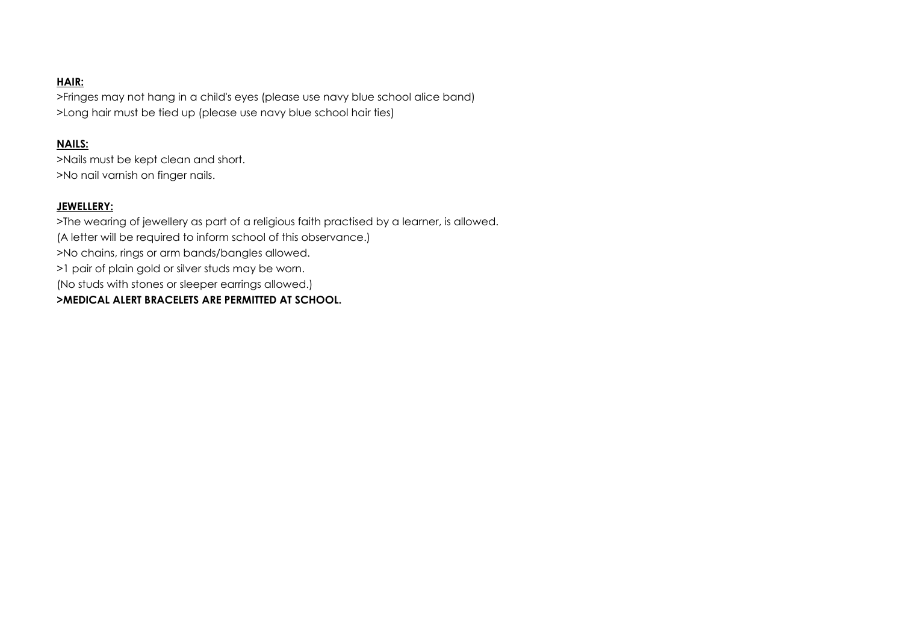**<u>HAIR:</u>**

>Fringes may not hang in a child's eyes (please use navy blue school alice band)
>Long hair must be tied up (please use navy blue school hair ties)

**<u>NAILS:</u>**

>Nails must be kept clean and short.
>No nail varnish on finger nails.

**<u>JEWELLERY:</u>**

>The wearing of jewellery as part of a religious faith practised by a learner, is allowed.
(A letter will be required to inform school of this observance.)
>No chains, rings or arm bands/bangles allowed.
>1 pair of plain gold or silver studs may be worn.
(No studs with stones or sleeper earrings allowed.)
**>MEDICAL ALERT BRACELETS ARE PERMITTED AT SCHOOL.**